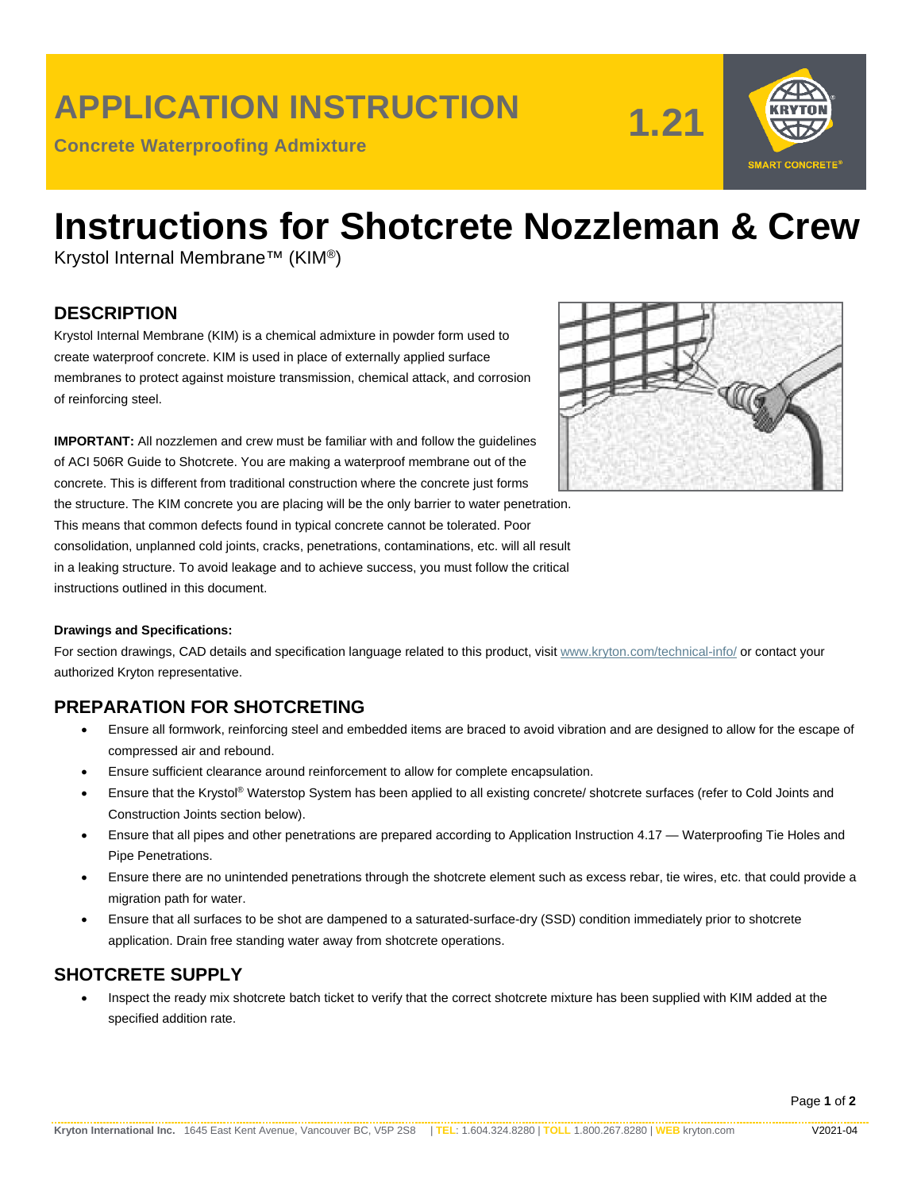# APPLICATION INSTRUCTION

**Concrete Waterproofing Admixture**

**1.21**

# Instructions for Shotcrete Nozzleman & Crew

Krystol Internal Membrane™ (KIM®)

## DESCRIPTION

Krystol Internal Membrane (KIM) is a chemical admixture in powder form used to create waterproof concrete. KIM is used in place of externally applied surface membranes to protect against moisture transmission, chemical attack, and corrosion of reinforcing steel.

**IMPORTANT:** All nozzlemen and crew must be familiar with and follow the guidelines of ACI 506R Guide to Shotcrete. You are making a waterproof membrane out of the concrete. This is different from traditional construction where the concrete just forms the structure. The KIM concrete you are placing will be the only barrier to water penetration. This means that common defects found in typical concrete cannot be tolerated. Poor consolidation, unplanned cold joints, cracks, penetrations, contaminations, etc. will all result in a leaking structure. To avoid leakage and to achieve success, you must follow the critical instructions outlined in this document.

**Drawings and Specifications:**

For section drawings, CAD details and specification language related to this product, visit www.kryton.com/technical-info/ or contact your authorized Kryton representative.

## PREPARATION FOR SHOTCRETING

- Ensure all formwork, reinforcing steel and embedded items are braced to avoid vibration and are designed to allow for the escape of compressed air and rebound.
- Ensure sufficient clearance around reinforcement to allow for complete encapsulation.
- Ensure that the Krystol® Waterstop System has been applied to all existing concrete/ shotcrete surfaces (refer to Cold Joints and Construction Joints section below).
- Ensure that all pipes and other penetrations are prepared according to Application Instruction 4.17 — Waterproofing Tie Holes and Pipe Penetrations.
- Ensure there are no unintended penetrations through the shotcrete element such as excess rebar, tie wires, etc. that could provide a migration path for water.
- Ensure that all surfaces to be shot are dampened to a saturated-surface-dry (SSD) condition immediately prior to shotcrete application. Drain free standing water away from shotcrete operations.

## SHOTCRETE SUPPLY

- Inspect the ready mix shotcrete batch ticket to verify that the correct shotcrete mixture has been supplied with KIM added at the specified addition rate.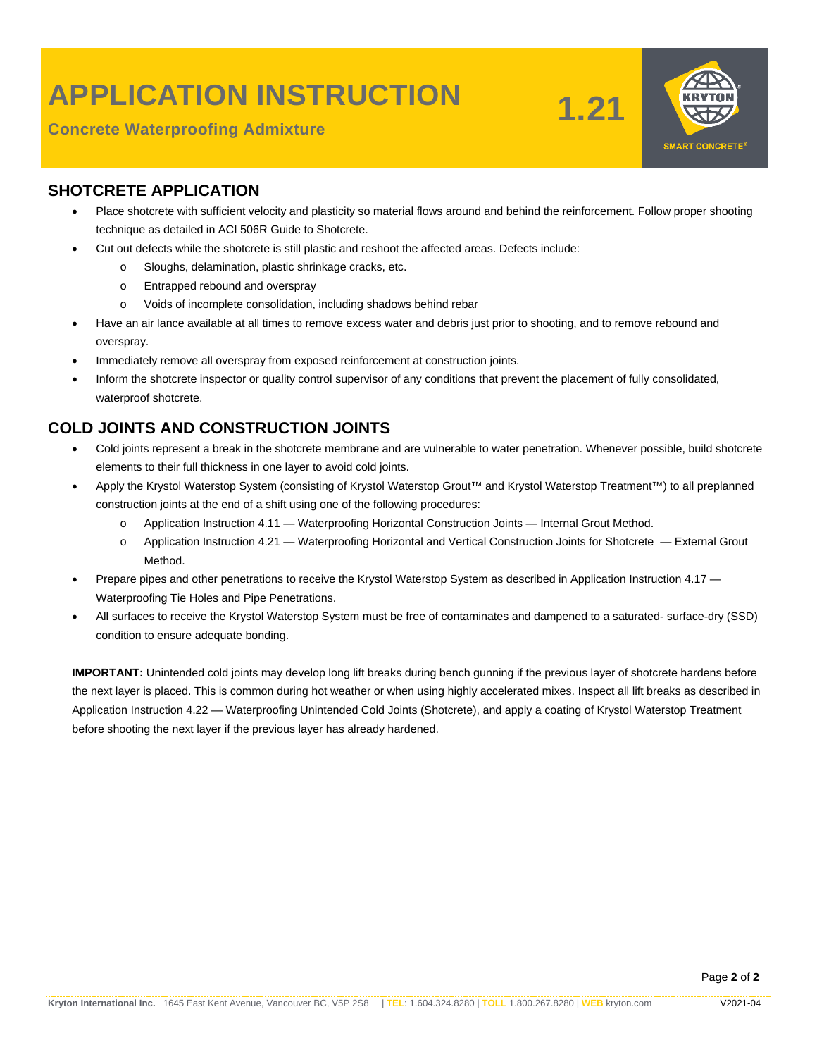# APPLICATION INSTRUCTION

**Concrete Waterproofing Admixture**

**1.21**

## SHOTCRETE APPLICATION

- Place shotcrete with sufficient velocity and plasticity so material flows around and behind the reinforcement. Follow proper shooting technique as detailed in ACI 506R Guide to Shotcrete.
- Cut out defects while the shotcrete is still plastic and reshoot the affected areas. Defects include:
  - Sloughs, delamination, plastic shrinkage cracks, etc.
  - Entrapped rebound and overspray
  - Voids of incomplete consolidation, including shadows behind rebar
- Have an air lance available at all times to remove excess water and debris just prior to shooting, and to remove rebound and overspray.
- Immediately remove all overspray from exposed reinforcement at construction joints.
- Inform the shotcrete inspector or quality control supervisor of any conditions that prevent the placement of fully consolidated, waterproof shotcrete.

## COLD JOINTS AND CONSTRUCTION JOINTS

- Cold joints represent a break in the shotcrete membrane and are vulnerable to water penetration. Whenever possible, build shotcrete elements to their full thickness in one layer to avoid cold joints.
- Apply the Krystol Waterstop System (consisting of Krystol Waterstop Grout™ and Krystol Waterstop Treatment™) to all preplanned construction joints at the end of a shift using one of the following procedures:
  - Application Instruction 4.11 — Waterproofing Horizontal Construction Joints — Internal Grout Method.
  - Application Instruction 4.21 — Waterproofing Horizontal and Vertical Construction Joints for Shotcrete — External Grout Method.
- Prepare pipes and other penetrations to receive the Krystol Waterstop System as described in Application Instruction 4.17 — Waterproofing Tie Holes and Pipe Penetrations.
- All surfaces to receive the Krystol Waterstop System must be free of contaminates and dampened to a saturated- surface-dry (SSD) condition to ensure adequate bonding.

**IMPORTANT:** Unintended cold joints may develop long lift breaks during bench gunning if the previous layer of shotcrete hardens before the next layer is placed. This is common during hot weather or when using highly accelerated mixes. Inspect all lift breaks as described in Application Instruction 4.22 — Waterproofing Unintended Cold Joints (Shotcrete), and apply a coating of Krystol Waterstop Treatment before shooting the next layer if the previous layer has already hardened.